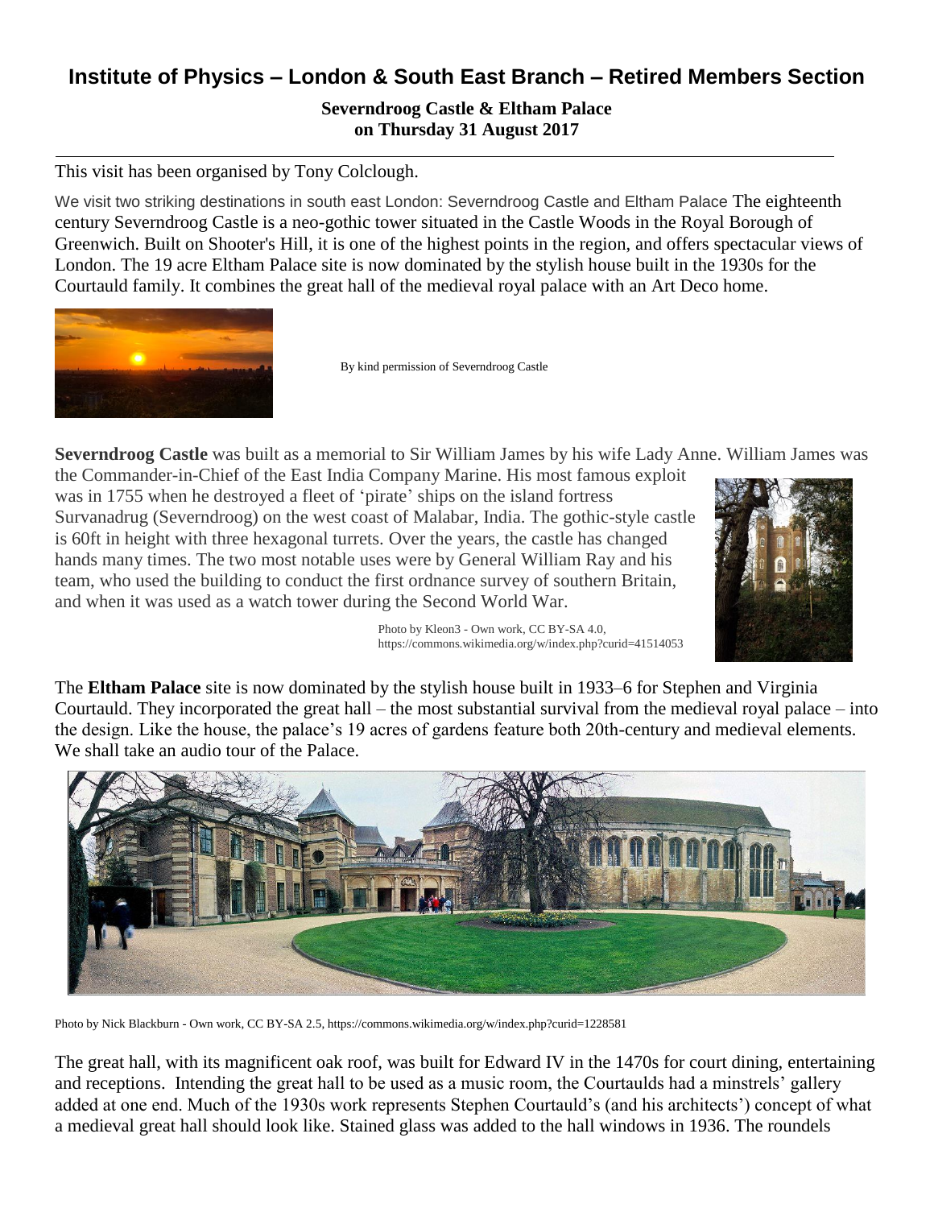# Institute of Physics – London & South East Branch – Retired Members Section

**Severndroog Castle & Eltham Palace**
**on Thursday 31 August 2017**

---

This visit has been organised by Tony Colclough.

We visit two striking destinations in south east London: Severndroog Castle and Eltham Palace The eighteenth century Severndroog Castle is a neo-gothic tower situated in the Castle Woods in the Royal Borough of Greenwich. Built on Shooter's Hill, it is one of the highest points in the region, and offers spectacular views of London. The 19 acre Eltham Palace site is now dominated by the stylish house built in the 1930s for the Courtauld family. It combines the great hall of the medieval royal palace with an Art Deco home.

By kind permission of Severndroog Castle

**Severndroog Castle** was built as a memorial to Sir William James by his wife Lady Anne. William James was the Commander-in-Chief of the East India Company Marine. His most famous exploit was in 1755 when he destroyed a fleet of 'pirate' ships on the island fortress Survanadrug (Severndroog) on the west coast of Malabar, India. The gothic-style castle is 60ft in height with three hexagonal turrets. Over the years, the castle has changed hands many times. The two most notable uses were by General William Ray and his team, who used the building to conduct the first ordnance survey of southern Britain, and when it was used as a watch tower during the Second World War.

Photo by Kleon3 - Own work, CC BY-SA 4.0, https://commons.wikimedia.org/w/index.php?curid=41514053

The **Eltham Palace** site is now dominated by the stylish house built in 1933–6 for Stephen and Virginia Courtauld. They incorporated the great hall – the most substantial survival from the medieval royal palace – into the design. Like the house, the palace's 19 acres of gardens feature both 20th-century and medieval elements. We shall take an audio tour of the Palace.

Photo by Nick Blackburn - Own work, CC BY-SA 2.5, https://commons.wikimedia.org/w/index.php?curid=1228581

The great hall, with its magnificent oak roof, was built for Edward IV in the 1470s for court dining, entertaining and receptions. Intending the great hall to be used as a music room, the Courtaulds had a minstrels' gallery added at one end. Much of the 1930s work represents Stephen Courtauld's (and his architects') concept of what a medieval great hall should look like. Stained glass was added to the hall windows in 1936. The roundels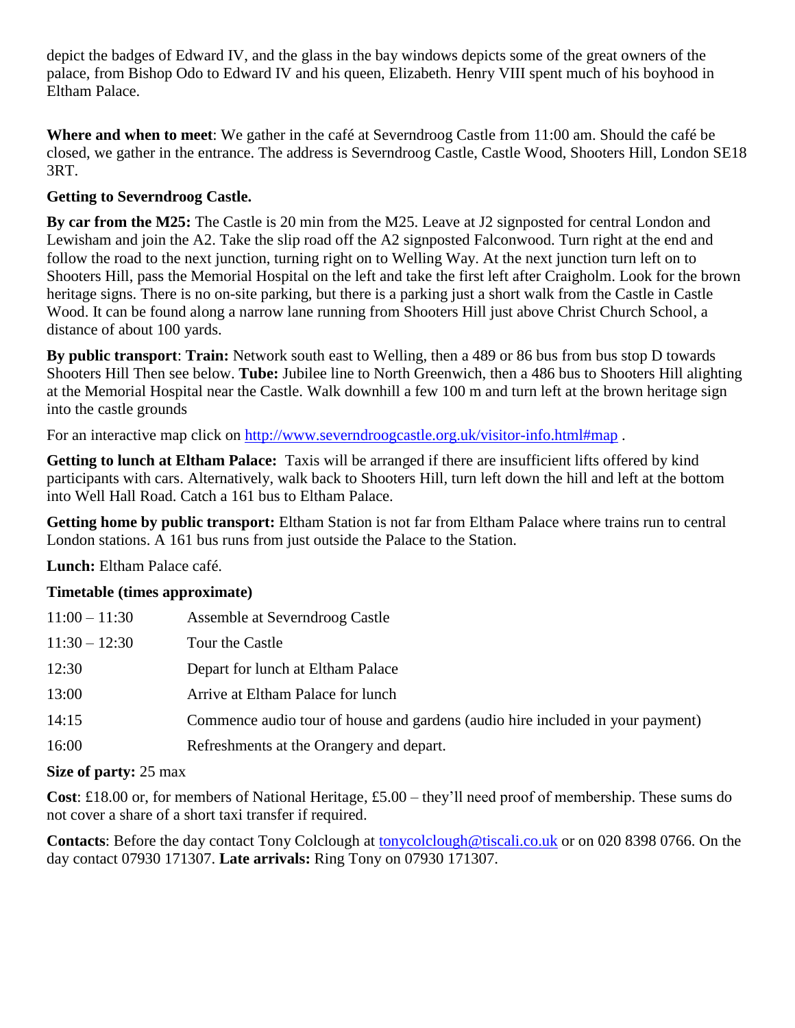depict the badges of Edward IV, and the glass in the bay windows depicts some of the great owners of the palace, from Bishop Odo to Edward IV and his queen, Elizabeth. Henry VIII spent much of his boyhood in Eltham Palace.

**Where and when to meet**: We gather in the café at Severndroog Castle from 11:00 am. Should the café be closed, we gather in the entrance. The address is Severndroog Castle, Castle Wood, Shooters Hill, London SE18 3RT.

**Getting to Severndroog Castle.**

**By car from the M25:** The Castle is 20 min from the M25. Leave at J2 signposted for central London and Lewisham and join the A2. Take the slip road off the A2 signposted Falconwood. Turn right at the end and follow the road to the next junction, turning right on to Welling Way. At the next junction turn left on to Shooters Hill, pass the Memorial Hospital on the left and take the first left after Craigholm. Look for the brown heritage signs. There is no on-site parking, but there is a parking just a short walk from the Castle in Castle Wood. It can be found along a narrow lane running from Shooters Hill just above Christ Church School, a distance of about 100 yards.

**By public transport**: **Train:** Network south east to Welling, then a 489 or 86 bus from bus stop D towards Shooters Hill Then see below. **Tube:** Jubilee line to North Greenwich, then a 486 bus to Shooters Hill alighting at the Memorial Hospital near the Castle. Walk downhill a few 100 m and turn left at the brown heritage sign into the castle grounds

For an interactive map click on http://www.severndroogcastle.org.uk/visitor-info.html#map .

**Getting to lunch at Eltham Palace:** Taxis will be arranged if there are insufficient lifts offered by kind participants with cars. Alternatively, walk back to Shooters Hill, turn left down the hill and left at the bottom into Well Hall Road. Catch a 161 bus to Eltham Palace.

**Getting home by public transport:** Eltham Station is not far from Eltham Palace where trains run to central London stations. A 161 bus runs from just outside the Palace to the Station.

**Lunch:** Eltham Palace café.

**Timetable (times approximate)**

| | |
|---|---|
| 11:00 – 11:30 | Assemble at Severndroog Castle |
| 11:30 – 12:30 | Tour the Castle |
| 12:30 | Depart for lunch at Eltham Palace |
| 13:00 | Arrive at Eltham Palace for lunch |
| 14:15 | Commence audio tour of house and gardens (audio hire included in your payment) |
| 16:00 | Refreshments at the Orangery and depart. |

**Size of party:** 25 max

**Cost**: £18.00 or, for members of National Heritage, £5.00 – they'll need proof of membership. These sums do not cover a share of a short taxi transfer if required.

**Contacts**: Before the day contact Tony Colclough at tonycolclough@tiscali.co.uk or on 020 8398 0766. On the day contact 07930 171307. **Late arrivals:** Ring Tony on 07930 171307.